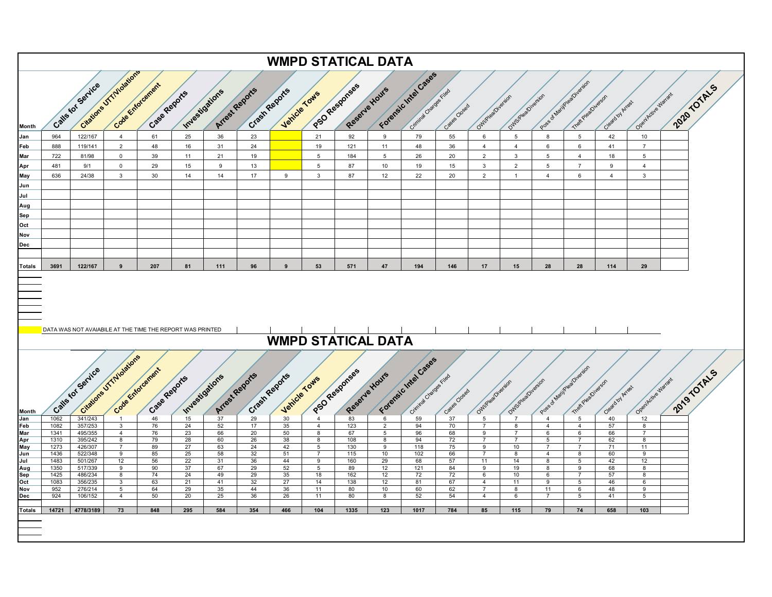# WMPD STATICAL DATA

| Month | Calls for Service | Citations UTT/Violations | Code Enforcement | Case Reports | Investigations | Arrest Reports | Crash Reports | Vehicle Tows | PSO Responses | Reserve Hours | Forensic Intel Cases | Criminal Charges Filed | Cases Closed | OWI/Plea/Diversion | DWS/Plea/Diversion | Poss of Marij/Plea/Diversion | Theft Plea/Diversion | Cleard by Arrest | Open/Active Warrant | 2020 TOTALS |
|---|---|---|---|---|---|---|---|---|---|---|---|---|---|---|---|---|---|---|---|---|
| Jan | 964 | 122/167 | 4 | 61 | 25 | 36 | 23 | | 21 | 92 | 9 | 79 | 55 | 6 | 5 | 8 | 5 | 42 | 10 | |
| Feb | 888 | 119/141 | 2 | 48 | 16 | 31 | 24 | | 19 | 121 | 11 | 48 | 36 | 4 | 4 | 6 | 6 | 41 | 7 | |
| Mar | 722 | 81/98 | 0 | 39 | 11 | 21 | 19 | | 5 | 184 | 5 | 26 | 20 | 2 | 3 | 5 | 4 | 18 | 5 | |
| Apr | 481 | 9/1 | 0 | 29 | 15 | 9 | 13 | | 5 | 87 | 10 | 19 | 15 | 3 | 2 | 5 | 7 | 9 | 4 | |
| May | 636 | 24/38 | 3 | 30 | 14 | 14 | 17 | 9 | 3 | 87 | 12 | 22 | 20 | 2 | 1 | 4 | 6 | 4 | 3 | |
| Jun | | | | | | | | | | | | | | | | | | | | |
| Jul | | | | | | | | | | | | | | | | | | | | |
| Aug | | | | | | | | | | | | | | | | | | | | |
| Sep | | | | | | | | | | | | | | | | | | | | |
| Oct | | | | | | | | | | | | | | | | | | | | |
| Nov | | | | | | | | | | | | | | | | | | | | |
| Dec | | | | | | | | | | | | | | | | | | | | |
| **Totals** | **3691** | **122/167** | **9** | **207** | **81** | **111** | **96** | **9** | **53** | **571** | **47** | **194** | **146** | **17** | **15** | **28** | **28** | **114** | **29** | |

DATA WAS NOT AVAIABILE AT THE TIME THE REPORT WAS PRINTED

# WMPD STATICAL DATA

| Month | Calls for Service | Citations UTT/Violations | Code Enforcement | Case Reports | Investigations | Arrest Reports | Crash Reports | Vehicle Tows | PSO Responses | Reserve Hours | Forensic Intel Cases | Criminal Charges Filed | Cases Closed | OWI/Plea/Diversion | DWS/Plea/Diversion | Poss of Marij/Plea/Diversion | Theft Plea/Diversion | Cleard by Arrest | Open/Active Warrant | 2019 TOTALS |
|---|---|---|---|---|---|---|---|---|---|---|---|---|---|---|---|---|---|---|---|---|
| Jan | 1062 | 341/243 | 1 | 46 | 15 | 37 | 29 | 30 | 4 | 83 | 6 | 59 | 37 | 5 | 7 | 4 | 5 | 40 | 12 | |
| Feb | 1082 | 357/253 | 3 | 76 | 24 | 52 | 17 | 35 | 4 | 123 | 2 | 94 | 70 | 7 | 8 | 4 | 4 | 57 | 8 | |
| Mar | 1341 | 495/355 | 4 | 76 | 23 | 66 | 20 | 50 | 8 | 67 | 5 | 96 | 68 | 9 | 7 | 6 | 6 | 66 | 7 | |
| Apr | 1310 | 395/242 | 8 | 79 | 28 | 60 | 26 | 38 | 8 | 108 | 8 | 94 | 72 | 7 | 7 | 5 | 7 | 62 | 8 | |
| May | 1273 | 426/307 | 7 | 89 | 27 | 63 | 24 | 42 | 5 | 130 | 9 | 118 | 75 | 9 | 10 | 7 | 7 | 71 | 11 | |
| Jun | 1436 | 522/348 | 9 | 85 | 25 | 58 | 32 | 51 | 7 | 115 | 10 | 102 | 66 | 7 | 8 | 4 | 8 | 60 | 9 | |
| Jul | 1483 | 501/267 | 12 | 56 | 22 | 31 | 36 | 44 | 9 | 160 | 29 | 68 | 57 | 11 | 14 | 8 | 5 | 42 | 12 | |
| Aug | 1350 | 517/339 | 9 | 90 | 37 | 67 | 29 | 52 | 5 | 89 | 12 | 121 | 84 | 9 | 19 | 8 | 9 | 68 | 8 | |
| Sep | 1425 | 486/234 | 8 | 74 | 24 | 49 | 29 | 35 | 18 | 162 | 12 | 72 | 72 | 6 | 10 | 6 | 7 | 57 | 8 | |
| Oct | 1083 | 356/235 | 3 | 63 | 21 | 41 | 32 | 27 | 14 | 138 | 12 | 81 | 67 | 4 | 11 | 9 | 5 | 46 | 6 | |
| Nov | 952 | 276/214 | 5 | 64 | 29 | 35 | 44 | 36 | 11 | 80 | 10 | 60 | 62 | 7 | 8 | 11 | 6 | 48 | 9 | |
| Dec | 924 | 106/152 | 4 | 50 | 20 | 25 | 36 | 26 | 11 | 80 | 8 | 52 | 54 | 4 | 6 | 7 | 5 | 41 | 5 | |
| **Totals** | **14721** | **4778/3189** | **73** | **848** | **295** | **584** | **354** | **466** | **104** | **1335** | **123** | **1017** | **784** | **85** | **115** | **79** | **74** | **658** | **103** | |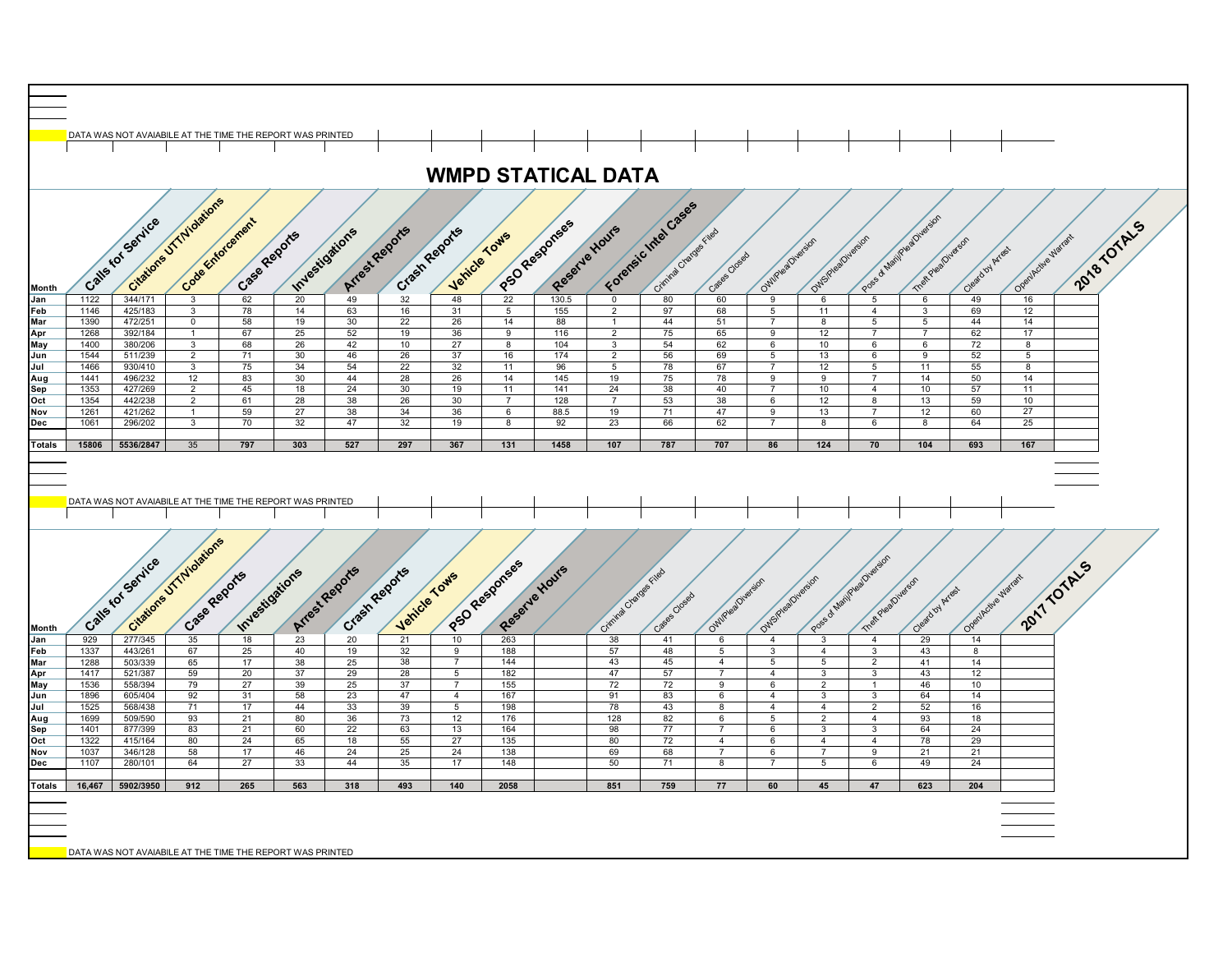DATA WAS NOT AVAIABILE AT THE TIME THE REPORT WAS PRINTED

# WMPD STATICAL DATA

| Month | Calls for Service | Citations UTT/Violations | Code Enforcement | Case Reports | Investigations | Arrest Reports | Crash Reports | Vehicle Tows | PSO Responses | Reserve Hours | Forensic Intel Cases | Criminal Charges Filed | Cases Closed | OWI/Plea/Diversion | DWS/Plea/Diversion | Poss of Marij/Plea/Diversion | Theft Plea/Diverson | Cleard by Arrest | Open/Active Warrant | 2018 TOTALS |
|---|---|---|---|---|---|---|---|---|---|---|---|---|---|---|---|---|---|---|---|---|
| Jan | 1122 | 344/171 | 3 | 62 | 20 | 49 | 32 | 48 | 22 | 130.5 | 0 | 80 | 60 | 9 | 6 | 5 | 6 | 49 | 16 | |
| Feb | 1146 | 425/183 | 3 | 78 | 14 | 63 | 16 | 31 | 5 | 155 | 2 | 97 | 68 | 5 | 11 | 4 | 3 | 69 | 12 | |
| Mar | 1390 | 472/251 | 0 | 58 | 19 | 30 | 22 | 26 | 14 | 88 | 1 | 44 | 51 | 7 | 8 | 5 | 5 | 44 | 14 | |
| Apr | 1268 | 392/184 | 1 | 67 | 25 | 52 | 19 | 36 | 9 | 116 | 2 | 75 | 65 | 9 | 12 | 7 | 7 | 62 | 17 | |
| May | 1400 | 380/206 | 3 | 68 | 26 | 42 | 10 | 27 | 8 | 104 | 3 | 54 | 62 | 6 | 10 | 6 | 6 | 72 | 8 | |
| Jun | 1544 | 511/239 | 2 | 71 | 30 | 46 | 26 | 37 | 16 | 174 | 2 | 56 | 69 | 5 | 13 | 6 | 9 | 52 | 5 | |
| Jul | 1466 | 930/410 | 3 | 75 | 34 | 54 | 22 | 32 | 11 | 96 | 5 | 78 | 67 | 7 | 12 | 5 | 11 | 55 | 8 | |
| Aug | 1441 | 496/232 | 12 | 83 | 30 | 44 | 28 | 26 | 14 | 145 | 19 | 75 | 78 | 9 | 9 | 7 | 14 | 50 | 14 | |
| Sep | 1353 | 427/269 | 2 | 45 | 18 | 24 | 30 | 19 | 11 | 141 | 24 | 38 | 40 | 7 | 10 | 4 | 10 | 57 | 11 | |
| Oct | 1354 | 442/238 | 2 | 61 | 28 | 38 | 26 | 30 | 7 | 128 | 7 | 53 | 38 | 6 | 12 | 8 | 13 | 59 | 10 | |
| Nov | 1261 | 421/262 | 1 | 59 | 27 | 38 | 34 | 36 | 6 | 88.5 | 19 | 71 | 47 | 9 | 13 | 7 | 12 | 60 | 27 | |
| Dec | 1061 | 296/202 | 3 | 70 | 32 | 47 | 32 | 19 | 8 | 92 | 23 | 66 | 62 | 7 | 8 | 6 | 8 | 64 | 25 | |
| **Totals** | **15806** | **5536/2847** | **35** | **797** | **303** | **527** | **297** | **367** | **131** | **1458** | **107** | **787** | **707** | **86** | **124** | **70** | **104** | **693** | **167** | |

DATA WAS NOT AVAIABILE AT THE TIME THE REPORT WAS PRINTED

| Month | Calls for Service | Citations UTT/Violations | Case Reports | Investigations | Arrest Reports | Crash Reports | Vehicle Tows | PSO Responses | Reserve Hours | | Criminal Charges Filed | Cases Closed | OWI/Plea/Diversion | DWS/Plea/Diversion | Poss of Marij/Plea/Diversion | Theft Plea/Diverson | Cleard by Arrest | Open/Active Warrant | 2017 TOTALS |
|---|---|---|---|---|---|---|---|---|---|---|---|---|---|---|---|---|---|---|---|
| Jan | 929 | 277/345 | 35 | 18 | 23 | 20 | 21 | 10 | 263 | | 38 | 41 | 6 | 4 | 3 | 4 | 29 | 14 | |
| Feb | 1337 | 443/261 | 67 | 25 | 40 | 19 | 32 | 9 | 188 | | 57 | 48 | 5 | 3 | 4 | 3 | 43 | 8 | |
| Mar | 1288 | 503/339 | 65 | 17 | 38 | 25 | 38 | 7 | 144 | | 43 | 45 | 4 | 5 | 5 | 2 | 41 | 14 | |
| Apr | 1417 | 521/387 | 59 | 20 | 37 | 29 | 28 | 5 | 182 | | 47 | 57 | 7 | 4 | 3 | 3 | 43 | 12 | |
| May | 1536 | 558/394 | 79 | 27 | 39 | 25 | 37 | 7 | 155 | | 72 | 72 | 9 | 6 | 2 | 1 | 46 | 10 | |
| Jun | 1896 | 605/404 | 92 | 31 | 58 | 23 | 47 | 4 | 167 | | 91 | 83 | 6 | 4 | 3 | 3 | 64 | 14 | |
| Jul | 1525 | 568/438 | 71 | 17 | 44 | 33 | 39 | 5 | 198 | | 78 | 43 | 8 | 4 | 4 | 2 | 52 | 16 | |
| Aug | 1699 | 509/590 | 93 | 21 | 80 | 36 | 73 | 12 | 176 | | 128 | 82 | 6 | 5 | 2 | 4 | 93 | 18 | |
| Sep | 1401 | 877/399 | 83 | 21 | 60 | 22 | 63 | 13 | 164 | | 98 | 77 | 7 | 6 | 3 | 3 | 64 | 24 | |
| Oct | 1322 | 415/164 | 80 | 24 | 65 | 18 | 55 | 27 | 135 | | 80 | 72 | 4 | 6 | 4 | 4 | 78 | 29 | |
| Nov | 1037 | 346/128 | 58 | 17 | 46 | 24 | 25 | 24 | 138 | | 69 | 68 | 7 | 6 | 7 | 9 | 21 | 21 | |
| Dec | 1107 | 280/101 | 64 | 27 | 33 | 44 | 35 | 17 | 148 | | 50 | 71 | 8 | 7 | 5 | 6 | 49 | 24 | |
| **Totals** | **16,467** | **5902/3950** | **912** | **265** | **563** | **318** | **493** | **140** | **2058** | | **851** | **759** | **77** | **60** | **45** | **47** | **623** | **204** | |

DATA WAS NOT AVAIABILE AT THE TIME THE REPORT WAS PRINTED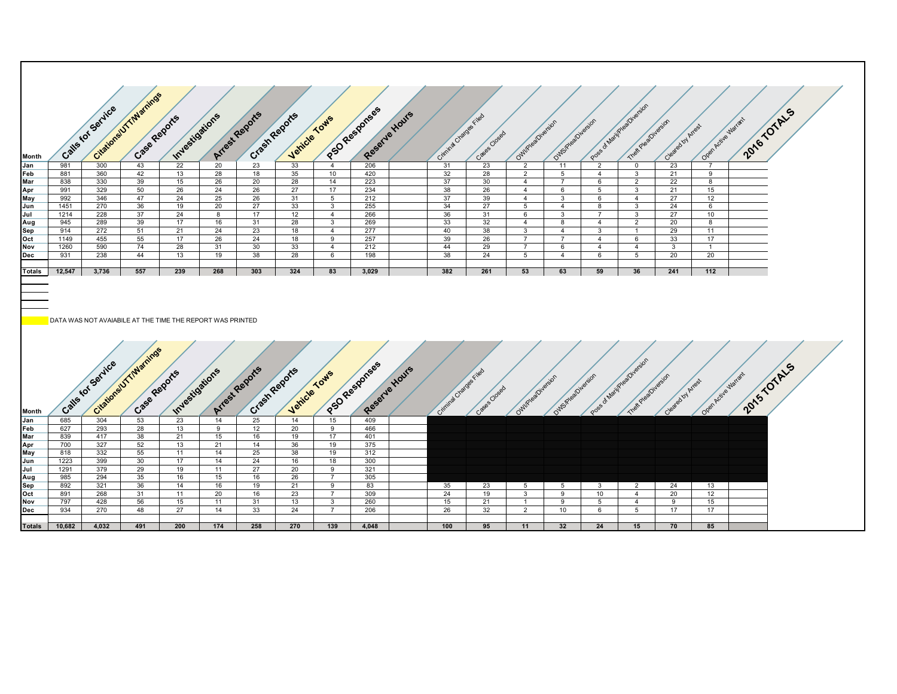| Month | Calls for Service | Citations/UTT/Warnings | Case Reports | Investigations | Arrest Reports | Crash Reports | Vehicle Tows | PSO Responses | Reserve Hours | | Criminal Charges Filed | Cases Closed | OWI/Plea/Diversion | DWS/Plea/Diversion | Poss of Marij/Plea/Diversion | Theft Plea/Diversion | Cleared by Arrest | Open Active Warrant | 2016 TOTALS |
|---|---|---|---|---|---|---|---|---|---|---|---|---|---|---|---|---|---|---|---|
| Jan | 981 | 300 | 43 | 22 | 20 | 23 | 33 | 4 | 206 | | 31 | 23 | 2 | 11 | 2 | 0 | 23 | 7 | |
| Feb | 881 | 360 | 42 | 13 | 28 | 18 | 35 | 10 | 420 | | 32 | 28 | 2 | 5 | 4 | 3 | 21 | 9 | |
| Mar | 838 | 330 | 39 | 15 | 26 | 20 | 28 | 14 | 223 | | 37 | 30 | 4 | 7 | 6 | 2 | 22 | 8 | |
| Apr | 991 | 329 | 50 | 26 | 24 | 26 | 27 | 17 | 234 | | 38 | 26 | 4 | 6 | 5 | 3 | 21 | 15 | |
| May | 992 | 346 | 47 | 24 | 25 | 26 | 31 | 5 | 212 | | 37 | 39 | 4 | 3 | 6 | 4 | 27 | 12 | |
| Jun | 1451 | 270 | 36 | 19 | 20 | 27 | 33 | 3 | 255 | | 34 | 27 | 5 | 4 | 8 | 3 | 24 | 6 | |
| Jul | 1214 | 228 | 37 | 24 | 8 | 17 | 12 | 4 | 266 | | 36 | 31 | 6 | 3 | 7 | 3 | 27 | 10 | |
| Aug | 945 | 289 | 39 | 17 | 16 | 31 | 28 | 3 | 269 | | 33 | 32 | 4 | 8 | 4 | 2 | 20 | 8 | |
| Sep | 914 | 272 | 51 | 21 | 24 | 23 | 18 | 4 | 277 | | 40 | 38 | 3 | 4 | 3 | 1 | 29 | 11 | |
| Oct | 1149 | 455 | 55 | 17 | 26 | 24 | 18 | 9 | 257 | | 39 | 26 | 7 | 7 | 4 | 6 | 33 | 17 | |
| Nov | 1260 | 590 | 74 | 28 | 31 | 30 | 33 | 4 | 212 | | 44 | 29 | 7 | 6 | 4 | 4 | 3 | 1 | |
| Dec | 931 | 238 | 44 | 13 | 19 | 38 | 28 | 6 | 198 | | 38 | 24 | 5 | 4 | 6 | 5 | 20 | 20 | |
| Totals | 12,547 | 3,736 | 557 | 239 | 268 | 303 | 324 | 83 | 3,029 | | 382 | 261 | 53 | 63 | 59 | 36 | 241 | 112 | |

DATA WAS NOT AVAIABILE AT THE TIME THE REPORT WAS PRINTED

| Month | Calls for Service | Citations/UTT/Warnings | Case Reports | Investigations | Arrest Reports | Crash Reports | Vehicle Tows | PSO Responses | Reserve Hours | | Criminal Charges Filed | Cases Closed | OWI/Plea/Diversion | DWS/Plea/Diversion | Poss of Marij/Plea/Diversion | Theft Plea/Diversion | Cleared by Arrest | Open Active Warrant | 2015 TOTALS |
|---|---|---|---|---|---|---|---|---|---|---|---|---|---|---|---|---|---|---|---|
| Jan | 685 | 304 | 53 | 23 | 14 | 25 | 14 | 15 | 409 | | | | | | | | | | |
| Feb | 627 | 293 | 28 | 13 | 9 | 12 | 20 | 9 | 466 | | | | | | | | | | |
| Mar | 839 | 417 | 38 | 21 | 15 | 16 | 19 | 17 | 401 | | | | | | | | | | |
| Apr | 700 | 327 | 52 | 13 | 21 | 14 | 36 | 19 | 375 | | | | | | | | | | |
| May | 818 | 332 | 55 | 11 | 14 | 25 | 38 | 19 | 312 | | | | | | | | | | |
| Jun | 1223 | 399 | 30 | 17 | 14 | 24 | 16 | 18 | 300 | | | | | | | | | | |
| Jul | 1291 | 379 | 29 | 19 | 11 | 27 | 20 | 9 | 321 | | | | | | | | | | |
| Aug | 985 | 294 | 35 | 16 | 15 | 16 | 26 | 7 | 305 | | | | | | | | | | |
| Sep | 892 | 321 | 36 | 14 | 16 | 19 | 21 | 9 | 83 | | 35 | 23 | 5 | 5 | 3 | 2 | 24 | 13 | |
| Oct | 891 | 268 | 31 | 11 | 20 | 16 | 23 | 7 | 309 | | 24 | 19 | 3 | 9 | 10 | 4 | 20 | 12 | |
| Nov | 797 | 428 | 56 | 15 | 11 | 31 | 13 | 3 | 260 | | 15 | 21 | 1 | 9 | 5 | 4 | 9 | 15 | |
| Dec | 934 | 270 | 48 | 27 | 14 | 33 | 24 | 7 | 206 | | 26 | 32 | 2 | 10 | 6 | 5 | 17 | 17 | |
| Totals | 10,682 | 4,032 | 491 | 200 | 174 | 258 | 270 | 139 | 4,048 | | 100 | 95 | 11 | 32 | 24 | 15 | 70 | 85 | |